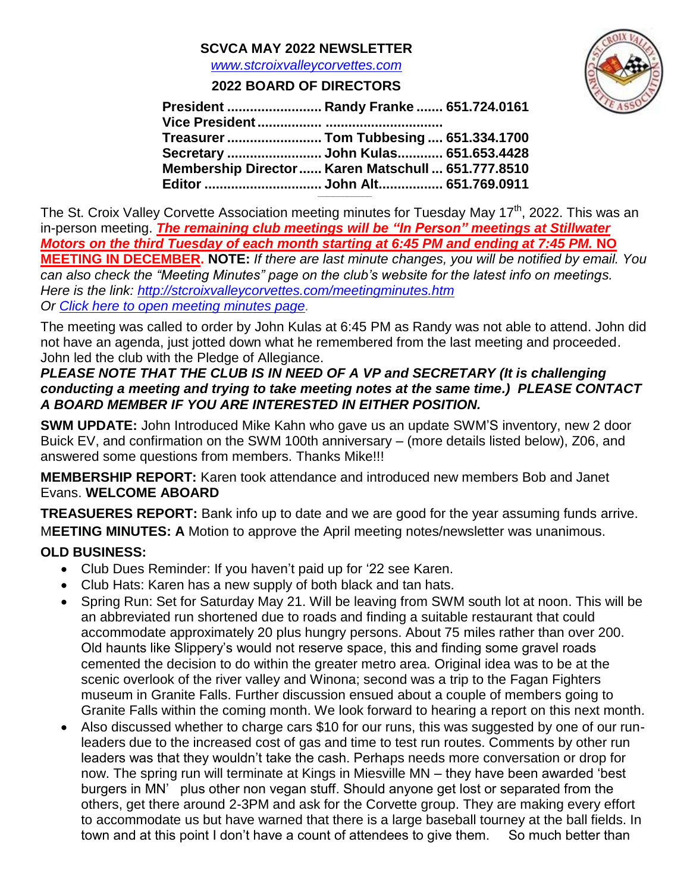# SCVCA MAY 2022 NEWSLETTER

[www.stcroixvalleycorvettes.com](http://www.stcroixvalleycorvettes.com)

## 2022 BOARD OF DIRECTORS

**President ......................... Randy Franke ....... 651.724.0161**
**Vice President ................. ..............................**
**Treasurer ......................... Tom Tubbesing .... 651.334.1700**
**Secretary ......................... John Kulas............ 651.653.4428**
**Membership Director...... Karen Matschull ... 651.777.8510**
**Editor ............................... John Alt................. 651.769.0911**

The St. Croix Valley Corvette Association meeting minutes for Tuesday May 17th, 2022. This was an in-person meeting. ***The remaining club meetings will be "In Person" meetings at Stillwater Motors on the third Tuesday of each month starting at 6:45 PM and ending at 7:45 PM.*** **NO MEETING IN DECEMBER. NOTE:** *If there are last minute changes, you will be notified by email. You can also check the "Meeting Minutes" page on the club's website for the latest info on meetings. Here is the link: [http://stcroixvalleycorvettes.com/meetingminutes.htm](http://stcroixvalleycorvettes.com/meetingminutes.htm)*
*Or [Click here to open meeting minutes page](http://stcroixvalleycorvettes.com/meetingminutes.htm).*

The meeting was called to order by John Kulas at 6:45 PM as Randy was not able to attend. John did not have an agenda, just jotted down what he remembered from the last meeting and proceeded. John led the club with the Pledge of Allegiance.

***PLEASE NOTE THAT THE CLUB IS IN NEED OF A VP and SECRETARY (It is challenging conducting a meeting and trying to take meeting notes at the same time.) PLEASE CONTACT A BOARD MEMBER IF YOU ARE INTERESTED IN EITHER POSITION.***

**SWM UPDATE:** John Introduced Mike Kahn who gave us an update SWM'S inventory, new 2 door Buick EV, and confirmation on the SWM 100th anniversary – (more details listed below), Z06, and answered some questions from members. Thanks Mike!!!

**MEMBERSHIP REPORT:** Karen took attendance and introduced new members Bob and Janet Evans. **WELCOME ABOARD**

**TREASUERES REPORT:** Bank info up to date and we are good for the year assuming funds arrive.

M**EETING MINUTES: A** Motion to approve the April meeting notes/newsletter was unanimous.

**OLD BUSINESS:**

- Club Dues Reminder: If you haven't paid up for '22 see Karen.
- Club Hats: Karen has a new supply of both black and tan hats.
- Spring Run: Set for Saturday May 21. Will be leaving from SWM south lot at noon. This will be an abbreviated run shortened due to roads and finding a suitable restaurant that could accommodate approximately 20 plus hungry persons. About 75 miles rather than over 200. Old haunts like Slippery's would not reserve space, this and finding some gravel roads cemented the decision to do within the greater metro area. Original idea was to be at the scenic overlook of the river valley and Winona; second was a trip to the Fagan Fighters museum in Granite Falls. Further discussion ensued about a couple of members going to Granite Falls within the coming month. We look forward to hearing a report on this next month.
- Also discussed whether to charge cars $10 for our runs, this was suggested by one of our run-leaders due to the increased cost of gas and time to test run routes. Comments by other run leaders was that they wouldn't take the cash. Perhaps needs more conversation or drop for now. The spring run will terminate at Kings in Miesville MN – they have been awarded 'best burgers in MN' plus other non vegan stuff. Should anyone get lost or separated from the others, get there around 2-3PM and ask for the Corvette group. They are making every effort to accommodate us but have warned that there is a large baseball tourney at the ball fields. In town and at this point I don't have a count of attendees to give them. So much better than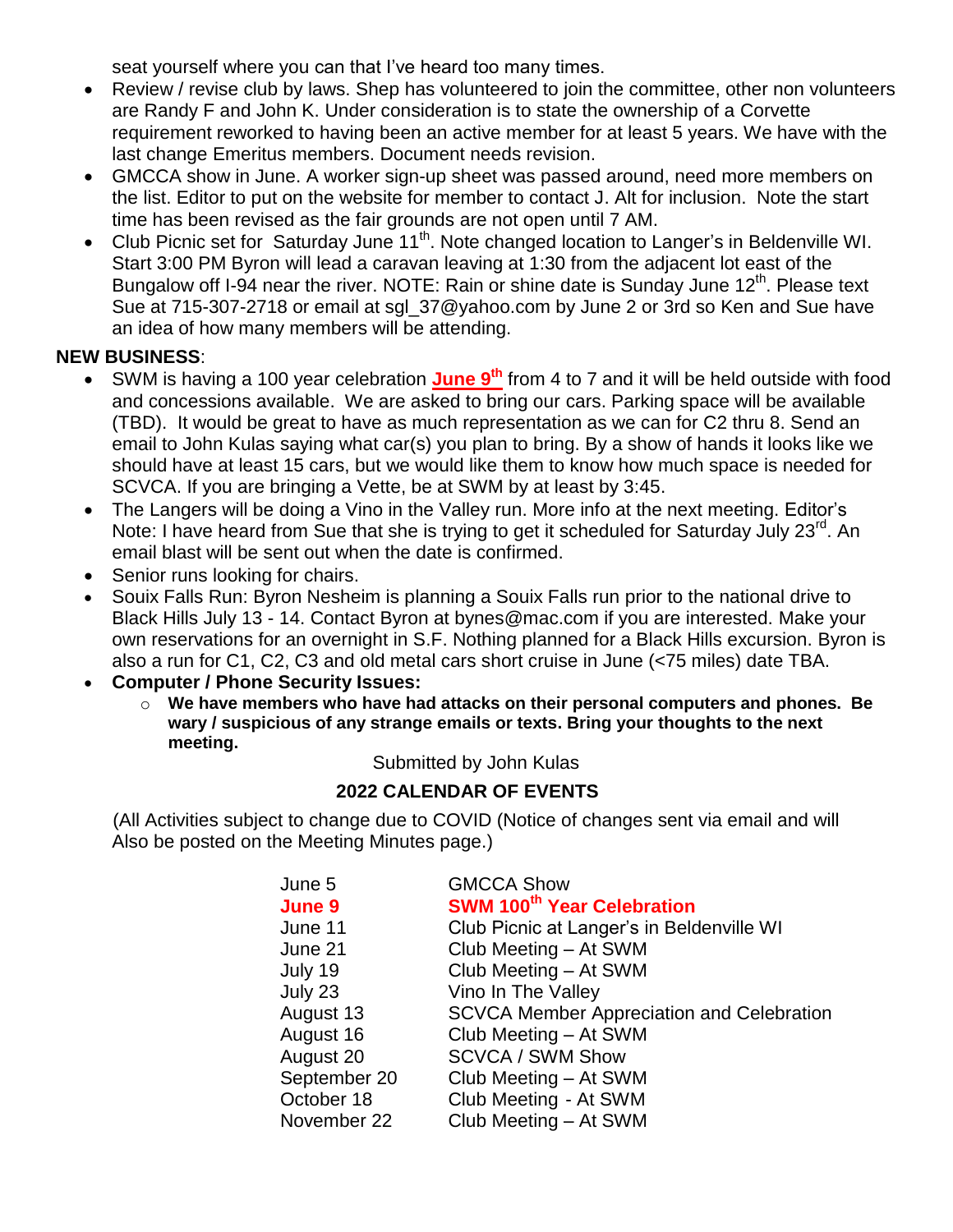seat yourself where you can that I've heard too many times.

- Review / revise club by laws. Shep has volunteered to join the committee, other non volunteers are Randy F and John K. Under consideration is to state the ownership of a Corvette requirement reworked to having been an active member for at least 5 years. We have with the last change Emeritus members. Document needs revision.
- GMCCA show in June. A worker sign-up sheet was passed around, need more members on the list. Editor to put on the website for member to contact J. Alt for inclusion. Note the start time has been revised as the fair grounds are not open until 7 AM.
- Club Picnic set for Saturday June 11th. Note changed location to Langer's in Beldenville WI. Start 3:00 PM Byron will lead a caravan leaving at 1:30 from the adjacent lot east of the Bungalow off I-94 near the river. NOTE: Rain or shine date is Sunday June 12th. Please text Sue at 715-307-2718 or email at sgl_37@yahoo.com by June 2 or 3rd so Ken and Sue have an idea of how many members will be attending.

**NEW BUSINESS**:

- SWM is having a 100 year celebration **June 9th** from 4 to 7 and it will be held outside with food and concessions available. We are asked to bring our cars. Parking space will be available (TBD). It would be great to have as much representation as we can for C2 thru 8. Send an email to John Kulas saying what car(s) you plan to bring. By a show of hands it looks like we should have at least 15 cars, but we would like them to know how much space is needed for SCVCA. If you are bringing a Vette, be at SWM by at least by 3:45.
- The Langers will be doing a Vino in the Valley run. More info at the next meeting. Editor's Note: I have heard from Sue that she is trying to get it scheduled for Saturday July 23rd. An email blast will be sent out when the date is confirmed.
- Senior runs looking for chairs.
- Souix Falls Run: Byron Nesheim is planning a Souix Falls run prior to the national drive to Black Hills July 13 - 14. Contact Byron at bynes@mac.com if you are interested. Make your own reservations for an overnight in S.F. Nothing planned for a Black Hills excursion. Byron is also a run for C1, C2, C3 and old metal cars short cruise in June (<75 miles) date TBA.
- **Computer / Phone Security Issues:**
  - **We have members who have had attacks on their personal computers and phones. Be wary / suspicious of any strange emails or texts. Bring your thoughts to the next meeting.**

Submitted by John Kulas

## 2022 CALENDAR OF EVENTS

(All Activities subject to change due to COVID (Notice of changes sent via email and will Also be posted on the Meeting Minutes page.)

| | |
|---|---|
| June 5 | GMCCA Show |
| **June 9** | **SWM 100th Year Celebration** |
| June 11 | Club Picnic at Langer's in Beldenville WI |
| June 21 | Club Meeting – At SWM |
| July 19 | Club Meeting – At SWM |
| July 23 | Vino In The Valley |
| August 13 | SCVCA Member Appreciation and Celebration |
| August 16 | Club Meeting – At SWM |
| August 20 | SCVCA / SWM Show |
| September 20 | Club Meeting – At SWM |
| October 18 | Club Meeting - At SWM |
| November 22 | Club Meeting – At SWM |